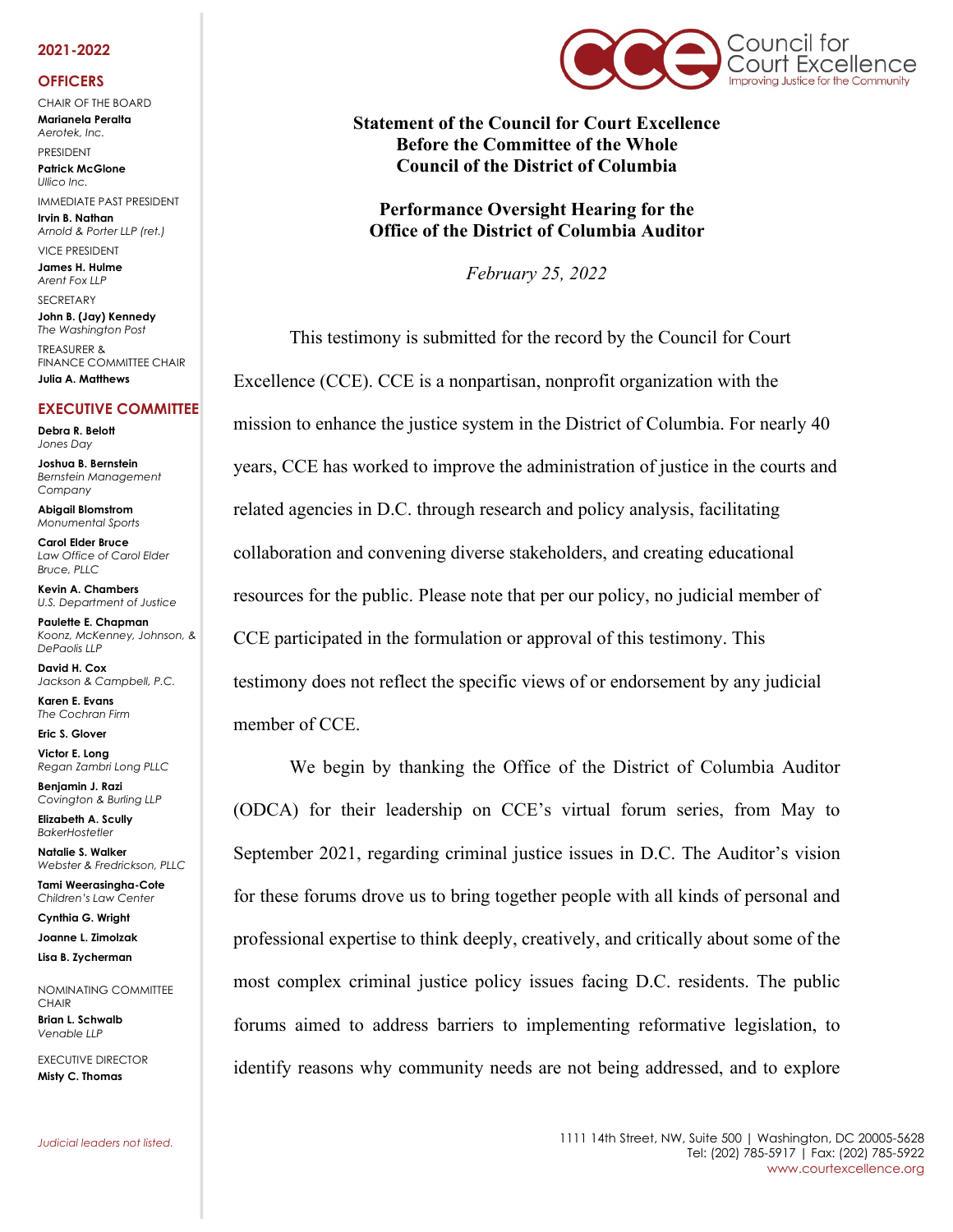Council for Court Excellence
Improving Justice for the Community

**2021-2022**

**OFFICERS**

CHAIR OF THE BOARD
**Marianela Peralta**
*Aerotek, Inc.*

PRESIDENT
**Patrick McGlone**
*Ullico Inc.*

IMMEDIATE PAST PRESIDENT
**Irvin B. Nathan**
*Arnold & Porter LLP (ret.)*

VICE PRESIDENT
**James H. Hulme**
*Arent Fox LLP*

SECRETARY
**John B. (Jay) Kennedy**
*The Washington Post*

TREASURER & FINANCE COMMITTEE CHAIR
**Julia A. Matthews**

**EXECUTIVE COMMITTEE**

**Debra R. Belott**
*Jones Day*

**Joshua B. Bernstein**
*Bernstein Management Company*

**Abigail Blomstrom**
*Monumental Sports*

**Carol Elder Bruce**
*Law Office of Carol Elder Bruce, PLLC*

**Kevin A. Chambers**
*U.S. Department of Justice*

**Paulette E. Chapman**
*Koonz, McKenney, Johnson, & DePaolis LLP*

**David H. Cox**
*Jackson & Campbell, P.C.*

**Karen E. Evans**
*The Cochran Firm*

**Eric S. Glover**

**Victor E. Long**
*Regan Zambri Long PLLC*

**Benjamin J. Razi**
*Covington & Burling LLP*

**Elizabeth A. Scully**
*BakerHostetler*

**Natalie S. Walker**
*Webster & Fredrickson, PLLC*

**Tami Weerasingha-Cote**
*Children's Law Center*

**Cynthia G. Wright**

**Joanne L. Zimolzak**

**Lisa B. Zycherman**

NOMINATING COMMITTEE CHAIR
**Brian L. Schwalb**
*Venable LLP*

EXECUTIVE DIRECTOR
**Misty C. Thomas**

*Judicial leaders not listed.*

# Statement of the Council for Court Excellence Before the Committee of the Whole Council of the District of Columbia

## Performance Oversight Hearing for the Office of the District of Columbia Auditor

*February 25, 2022*

This testimony is submitted for the record by the Council for Court Excellence (CCE). CCE is a nonpartisan, nonprofit organization with the mission to enhance the justice system in the District of Columbia. For nearly 40 years, CCE has worked to improve the administration of justice in the courts and related agencies in D.C. through research and policy analysis, facilitating collaboration and convening diverse stakeholders, and creating educational resources for the public. Please note that per our policy, no judicial member of CCE participated in the formulation or approval of this testimony. This testimony does not reflect the specific views of or endorsement by any judicial member of CCE.

We begin by thanking the Office of the District of Columbia Auditor (ODCA) for their leadership on CCE's virtual forum series, from May to September 2021, regarding criminal justice issues in D.C. The Auditor's vision for these forums drove us to bring together people with all kinds of personal and professional expertise to think deeply, creatively, and critically about some of the most complex criminal justice policy issues facing D.C. residents. The public forums aimed to address barriers to implementing reformative legislation, to identify reasons why community needs are not being addressed, and to explore

1111 14th Street, NW, Suite 500 | Washington, DC 20005-5628
Tel: (202) 785-5917 | Fax: (202) 785-5922
www.courtexcellence.org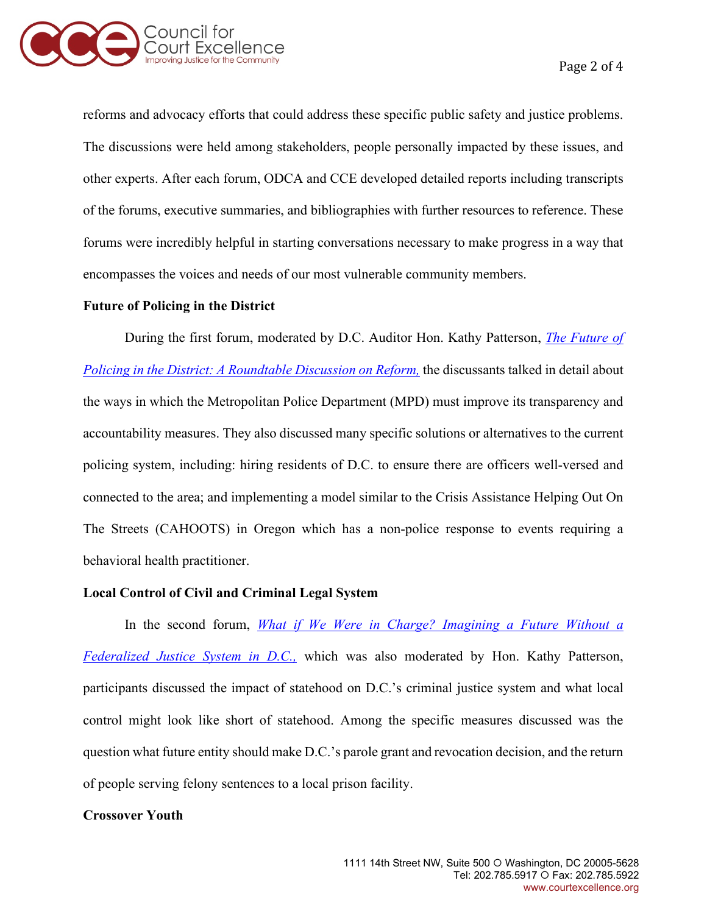reforms and advocacy efforts that could address these specific public safety and justice problems. The discussions were held among stakeholders, people personally impacted by these issues, and other experts. After each forum, ODCA and CCE developed detailed reports including transcripts of the forums, executive summaries, and bibliographies with further resources to reference. These forums were incredibly helpful in starting conversations necessary to make progress in a way that encompasses the voices and needs of our most vulnerable community members.

**Future of Policing in the District**

During the first forum, moderated by D.C. Auditor Hon. Kathy Patterson, *The Future of Policing in the District: A Roundtable Discussion on Reform,* the discussants talked in detail about the ways in which the Metropolitan Police Department (MPD) must improve its transparency and accountability measures. They also discussed many specific solutions or alternatives to the current policing system, including: hiring residents of D.C. to ensure there are officers well-versed and connected to the area; and implementing a model similar to the Crisis Assistance Helping Out On The Streets (CAHOOTS) in Oregon which has a non-police response to events requiring a behavioral health practitioner.

**Local Control of Civil and Criminal Legal System**

In the second forum, *What if We Were in Charge? Imagining a Future Without a Federalized Justice System in D.C.,* which was also moderated by Hon. Kathy Patterson, participants discussed the impact of statehood on D.C.'s criminal justice system and what local control might look like short of statehood. Among the specific measures discussed was the question what future entity should make D.C.'s parole grant and revocation decision, and the return of people serving felony sentences to a local prison facility.

**Crossover Youth**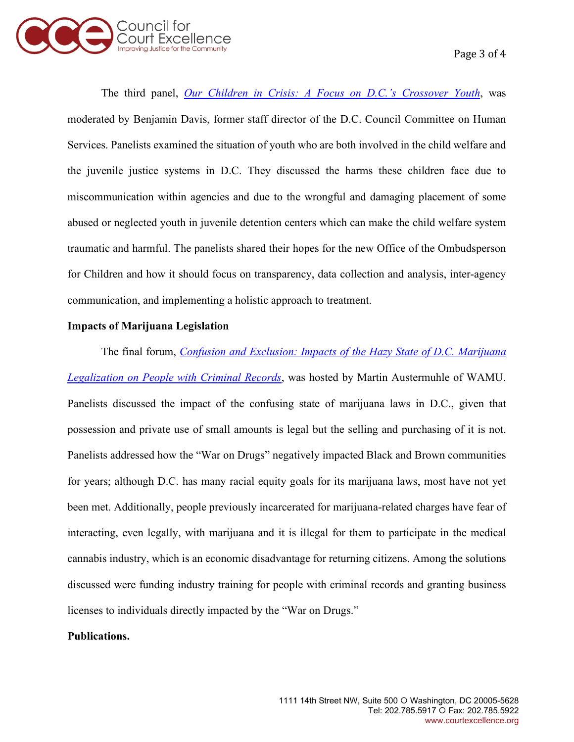The third panel, *Our Children in Crisis: A Focus on D.C.'s Crossover Youth*, was moderated by Benjamin Davis, former staff director of the D.C. Council Committee on Human Services. Panelists examined the situation of youth who are both involved in the child welfare and the juvenile justice systems in D.C. They discussed the harms these children face due to miscommunication within agencies and due to the wrongful and damaging placement of some abused or neglected youth in juvenile detention centers which can make the child welfare system traumatic and harmful. The panelists shared their hopes for the new Office of the Ombudsperson for Children and how it should focus on transparency, data collection and analysis, inter-agency communication, and implementing a holistic approach to treatment.

**Impacts of Marijuana Legislation**

The final forum, *Confusion and Exclusion: Impacts of the Hazy State of D.C. Marijuana Legalization on People with Criminal Records*, was hosted by Martin Austermuhle of WAMU. Panelists discussed the impact of the confusing state of marijuana laws in D.C., given that possession and private use of small amounts is legal but the selling and purchasing of it is not. Panelists addressed how the "War on Drugs" negatively impacted Black and Brown communities for years; although D.C. has many racial equity goals for its marijuana laws, most have not yet been met. Additionally, people previously incarcerated for marijuana-related charges have fear of interacting, even legally, with marijuana and it is illegal for them to participate in the medical cannabis industry, which is an economic disadvantage for returning citizens. Among the solutions discussed were funding industry training for people with criminal records and granting business licenses to individuals directly impacted by the "War on Drugs."

**Publications.**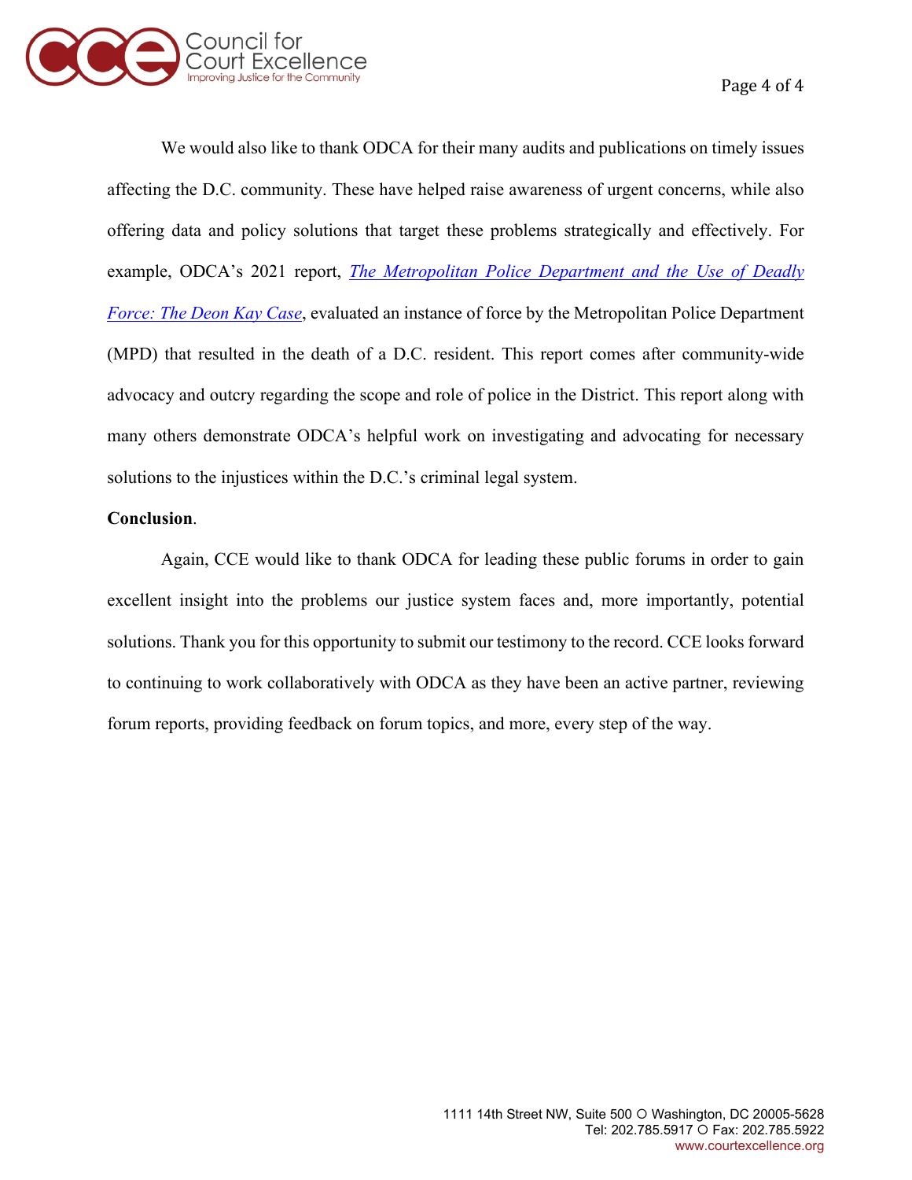We would also like to thank ODCA for their many audits and publications on timely issues affecting the D.C. community. These have helped raise awareness of urgent concerns, while also offering data and policy solutions that target these problems strategically and effectively. For example, ODCA's 2021 report, *The Metropolitan Police Department and the Use of Deadly Force: The Deon Kay Case*, evaluated an instance of force by the Metropolitan Police Department (MPD) that resulted in the death of a D.C. resident. This report comes after community-wide advocacy and outcry regarding the scope and role of police in the District. This report along with many others demonstrate ODCA's helpful work on investigating and advocating for necessary solutions to the injustices within the D.C.'s criminal legal system.

**Conclusion**.

Again, CCE would like to thank ODCA for leading these public forums in order to gain excellent insight into the problems our justice system faces and, more importantly, potential solutions. Thank you for this opportunity to submit our testimony to the record. CCE looks forward to continuing to work collaboratively with ODCA as they have been an active partner, reviewing forum reports, providing feedback on forum topics, and more, every step of the way.